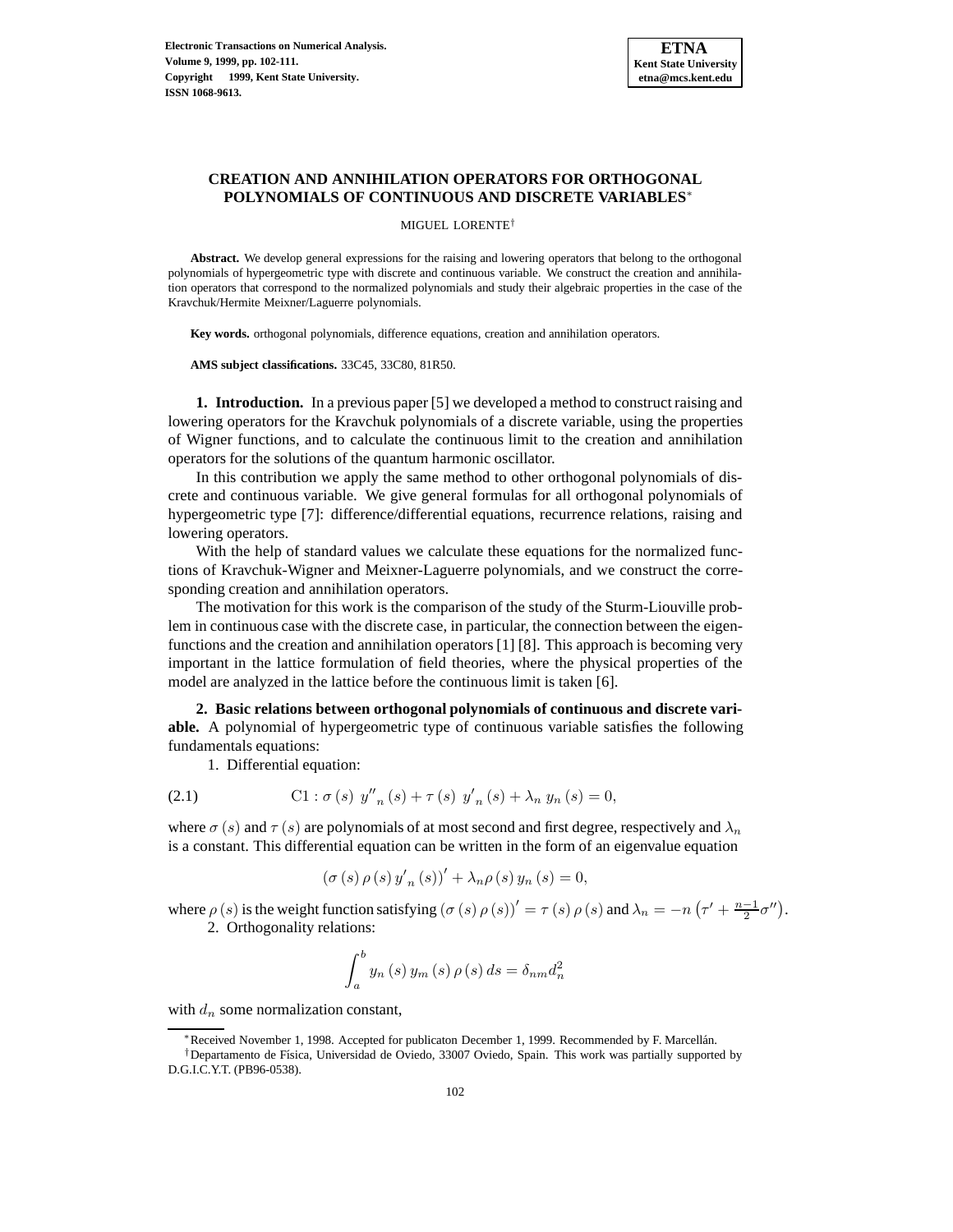# CREATION AND ANNIHILATION OPERATORS FOR ORTHOGONAL POLYNOMIALS OF CONTINUOUS AND DISCRETE VARIABLES*

MIGUEL LORENTE†

**Abstract.** We develop general expressions for the raising and lowering operators that belong to the orthogonal polynomials of hypergeometric type with discrete and continuous variable. We construct the creation and annihilation operators that correspond to the normalized polynomials and study their algebraic properties in the case of the Kravchuk/Hermite Meixner/Laguerre polynomials.

**Key words.** orthogonal polynomials, difference equations, creation and annihilation operators.

**AMS subject classifications.** 33C45, 33C80, 81R50.

## 1. Introduction.

In a previous paper [5] we developed a method to construct raising and lowering operators for the Kravchuk polynomials of a discrete variable, using the properties of Wigner functions, and to calculate the continuous limit to the creation and annihilation operators for the solutions of the quantum harmonic oscillator.

In this contribution we apply the same method to other orthogonal polynomials of discrete and continuous variable. We give general formulas for all orthogonal polynomials of hypergeometric type [7]: difference/differential equations, recurrence relations, raising and lowering operators.

With the help of standard values we calculate these equations for the normalized functions of Kravchuk-Wigner and Meixner-Laguerre polynomials, and we construct the corresponding creation and annihilation operators.

The motivation for this work is the comparison of the study of the Sturm-Liouville problem in continuous case with the discrete case, in particular, the connection between the eigenfunctions and the creation and annihilation operators [1] [8]. This approach is becoming very important in the lattice formulation of field theories, where the physical properties of the model are analyzed in the lattice before the continuous limit is taken [6].

## 2. Basic relations between orthogonal polynomials of continuous and discrete variable.

A polynomial of hypergeometric type of continuous variable satisfies the following fundamentals equations:

1. Differential equation:

$$\text{C1}: \sigma(s)\; y''_n(s) + \tau(s)\; y'_n(s) + \lambda_n\, y_n(s) = 0, \tag{2.1}$$

where $\sigma(s)$ and $\tau(s)$ are polynomials of at most second and first degree, respectively and $\lambda_n$ is a constant. This differential equation can be written in the form of an eigenvalue equation

$$\left(\sigma(s)\,\rho(s)\,y'_n(s)\right)' + \lambda_n \rho(s)\, y_n(s) = 0,$$

where $\rho(s)$ is the weight function satisfying $(\sigma(s)\,\rho(s))' = \tau(s)\,\rho(s)$ and $\lambda_n = -n\left(\tau' + \frac{n-1}{2}\sigma''\right)$.

2. Orthogonality relations:

$$\int_a^b y_n(s)\, y_m(s)\, \rho(s)\, ds = \delta_{nm} d_n^2$$

with $d_n$ some normalization constant,

---

*Received November 1, 1998. Accepted for publicaton December 1, 1999. Recommended by F. Marcellán.

†Departamento de Física, Universidad de Oviedo, 33007 Oviedo, Spain. This work was partially supported by D.G.I.C.Y.T. (PB96-0538).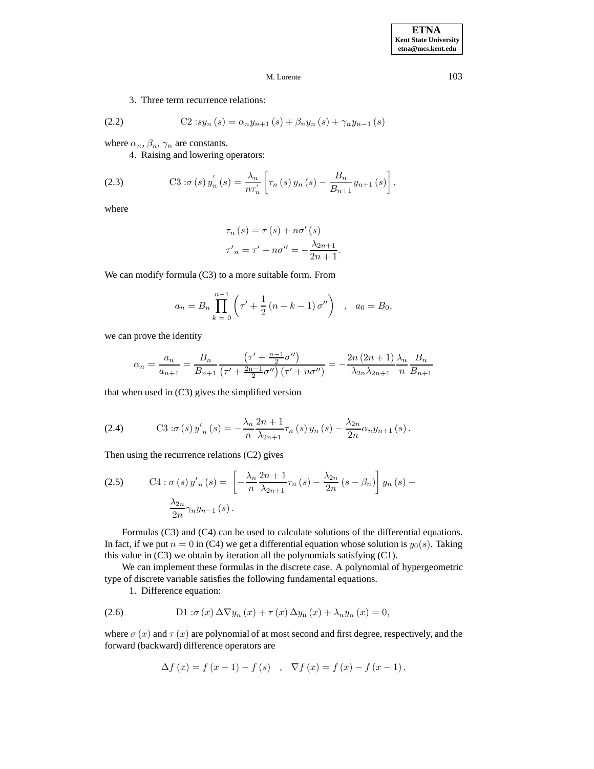3. Three term recurrence relations:

$$\text{C2}: s y_n(s) = \alpha_n y_{n+1}(s) + \beta_n y_n(s) + \gamma_n y_{n-1}(s) \tag{2.2}$$

where $\alpha_n, \beta_n, \gamma_n$ are constants.

4. Raising and lowering operators:

$$\text{C3}: \sigma(s)\, y_n^{'}(s) = \frac{\lambda_n}{n\tau_n^{'}}\left[\tau_n(s)\, y_n(s) - \frac{B_n}{B_{n+1}} y_{n+1}(s)\right], \tag{2.3}$$

where

$$\tau_n(s) = \tau(s) + n\sigma'(s)$$
$$\tau'_n = \tau' + n\sigma'' = -\frac{\lambda_{2n+1}}{2n+1}.$$

We can modify formula (C3) to a more suitable form. From

$$a_n = B_n \prod_{k=0}^{n-1}\left(\tau' + \frac{1}{2}(n+k-1)\sigma''\right) \quad , \quad a_0 = B_0,$$

we can prove the identity

$$\alpha_n = \frac{a_n}{a_{n+1}} = \frac{B_n}{B_{n+1}} \frac{\left(\tau' + \frac{n-1}{2}\sigma''\right)}{\left(\tau' + \frac{2n-1}{2}\sigma''\right)\left(\tau' + n\sigma''\right)} = -\frac{2n(2n+1)}{\lambda_{2n}\lambda_{2n+1}}\frac{\lambda_n}{n}\frac{B_n}{B_{n+1}}$$

that when used in (C3) gives the simplified version

$$\text{C3}: \sigma(s)\, y'_n(s) = -\frac{\lambda_n}{n}\frac{2n+1}{\lambda_{2n+1}}\tau_n(s)\, y_n(s) - \frac{\lambda_{2n}}{2n}\alpha_n y_{n+1}(s). \tag{2.4}$$

Then using the recurrence relations (C2) gives

$$\text{C4}: \sigma(s)\, y'_n(s) = \left[-\frac{\lambda_n}{n}\frac{2n+1}{\lambda_{2n+1}}\tau_n(s) - \frac{\lambda_{2n}}{2n}(s-\beta_n)\right] y_n(s) + \frac{\lambda_{2n}}{2n}\gamma_n y_{n-1}(s). \tag{2.5}$$

Formulas (C3) and (C4) can be used to calculate solutions of the differential equations. In fact, if we put $n = 0$ in (C4) we get a differential equation whose solution is $y_0(s)$. Taking this value in (C3) we obtain by iteration all the polynomials satisfying (C1).

We can implement these formulas in the discrete case. A polynomial of hypergeometric type of discrete variable satisfies the following fundamental equations.

1. Difference equation:

$$\text{D1}: \sigma(x)\, \Delta\nabla y_n(x) + \tau(x)\, \Delta y_n(x) + \lambda_n y_n(x) = 0, \tag{2.6}$$

where $\sigma(x)$ and $\tau(x)$ are polynomial of at most second and first degree, respectively, and the forward (backward) difference operators are

$$\Delta f(x) = f(x+1) - f(s) \quad , \quad \nabla f(x) = f(x) - f(x-1).$$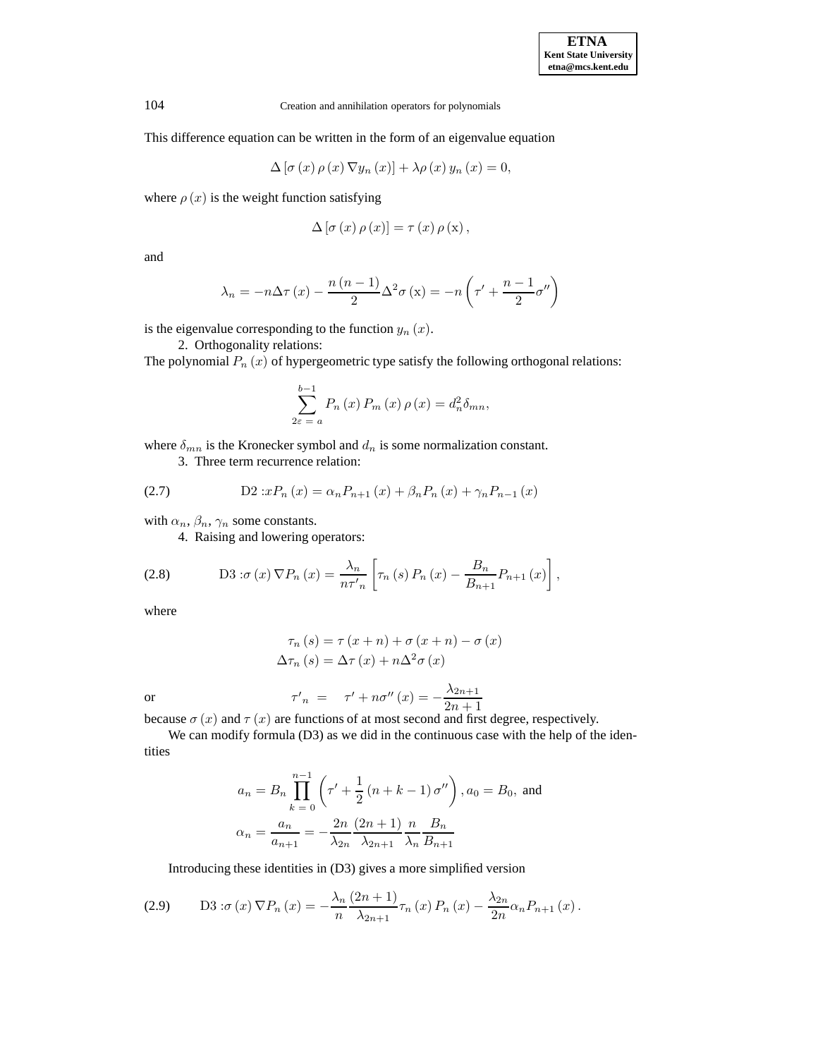This difference equation can be written in the form of an eigenvalue equation

$$\Delta\left[\sigma\left(x\right)\rho\left(x\right)\nabla y_{n}\left(x\right)\right]+\lambda\rho\left(x\right)y_{n}\left(x\right)=0,$$

where $\rho\left(x\right)$ is the weight function satisfying

$$\Delta\left[\sigma\left(x\right)\rho\left(x\right)\right]=\tau\left(x\right)\rho\left(\mathrm{x}\right),$$

and

$$\lambda_{n}=-n\Delta\tau\left(x\right)-\frac{n\left(n-1\right)}{2}\Delta^{2}\sigma\left(\mathrm{x}\right)=-n\left(\tau'+\frac{n-1}{2}\sigma''\right)$$

is the eigenvalue corresponding to the function $y_{n}\left(x\right)$.

2. Orthogonality relations:

The polynomial $P_{n}\left(x\right)$ of hypergeometric type satisfy the following orthogonal relations:

$$\sum_{2\varepsilon\,=\,a}^{b-1}P_{n}\left(x\right)P_{m}\left(x\right)\rho\left(x\right)=d_{n}^{2}\delta_{mn},$$

where $\delta_{mn}$ is the Kronecker symbol and $d_{n}$ is some normalization constant.

3. Three term recurrence relation:

$$\text{(2.7)}\qquad \mathrm{D2}: xP_{n}\left(x\right)=\alpha_{n}P_{n+1}\left(x\right)+\beta_{n}P_{n}\left(x\right)+\gamma_{n}P_{n-1}\left(x\right)$$

with $\alpha_{n}$, $\beta_{n}$, $\gamma_{n}$ some constants.

4. Raising and lowering operators:

$$\text{(2.8)}\qquad \mathrm{D3}:\sigma\left(x\right)\nabla P_{n}\left(x\right)=\frac{\lambda_{n}}{n\tau'_{n}}\left[\tau_{n}\left(s\right)P_{n}\left(x\right)-\frac{B_{n}}{B_{n+1}}P_{n+1}\left(x\right)\right],$$

where

$$\begin{aligned}\tau_{n}\left(s\right)&=\tau\left(x+n\right)+\sigma\left(x+n\right)-\sigma\left(x\right)\\ \Delta\tau_{n}\left(s\right)&=\Delta\tau\left(x\right)+n\Delta^{2}\sigma\left(x\right)\end{aligned}$$

or

$$\tau'_{n}\;=\;\tau'+n\sigma''\left(x\right)=-\frac{\lambda_{2n+1}}{2n+1}$$

because $\sigma\left(x\right)$ and $\tau\left(x\right)$ are functions of at most second and first degree, respectively.

We can modify formula (D3) as we did in the continuous case with the help of the identities

$$\begin{aligned}a_{n}&=B_{n}\prod_{k\,=\,0}^{n-1}\left(\tau'+\frac{1}{2}\left(n+k-1\right)\sigma''\right),a_{0}=B_{0},\text{ and}\\ \alpha_{n}&=\frac{a_{n}}{a_{n+1}}=-\frac{2n}{\lambda_{2n}}\frac{\left(2n+1\right)}{\lambda_{2n+1}}\frac{n}{\lambda_{n}}\frac{B_{n}}{B_{n+1}}\end{aligned}$$

Introducing these identities in (D3) gives a more simplified version

$$\text{(2.9)}\qquad \mathrm{D3}:\sigma\left(x\right)\nabla P_{n}\left(x\right)=-\frac{\lambda_{n}}{n}\frac{\left(2n+1\right)}{\lambda_{2n+1}}\tau_{n}\left(x\right)P_{n}\left(x\right)-\frac{\lambda_{2n}}{2n}\alpha_{n}P_{n+1}\left(x\right).$$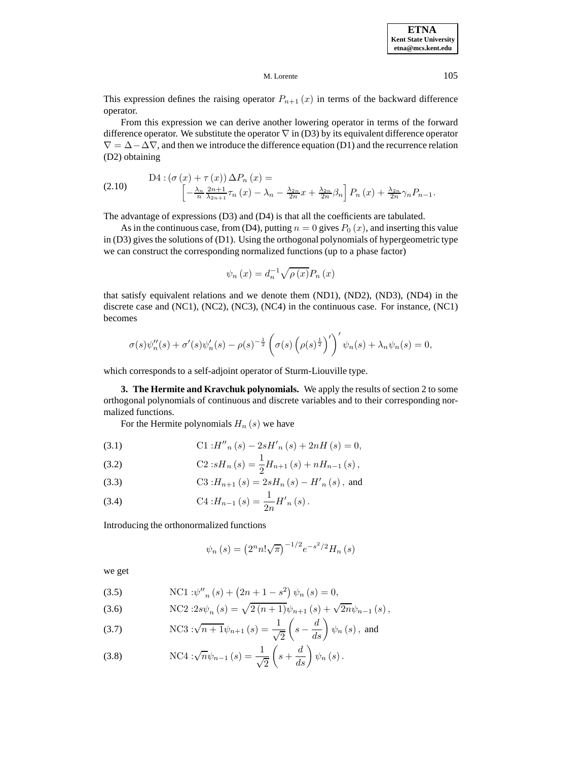This expression defines the raising operator $P_{n+1}(x)$ in terms of the backward difference operator.

From this expression we can derive another lowering operator in terms of the forward difference operator. We substitute the operator $\nabla$ in (D3) by its equivalent difference operator $\nabla = \Delta - \Delta\nabla$, and then we introduce the difference equation (D1) and the recurrence relation (D2) obtaining

$$
\text{(2.10)} \qquad \begin{aligned} \text{D4} : (\sigma(x) + \tau(x))\, \Delta P_n(x) = \\ \left[ -\tfrac{\lambda_n}{n} \tfrac{2n+1}{\lambda_{2n+1}} \tau_n(x) - \lambda_n - \tfrac{\lambda_{2n}}{2n} x + \tfrac{\lambda_{2n}}{2n} \beta_n \right] P_n(x) + \tfrac{\lambda_{2n}}{2n} \gamma_n P_{n-1}. \end{aligned}
$$

The advantage of expressions (D3) and (D4) is that all the coefficients are tabulated.

As in the continuous case, from (D4), putting $n = 0$ gives $P_0(x)$, and inserting this value in (D3) gives the solutions of (D1). Using the orthogonal polynomials of hypergeometric type we can construct the corresponding normalized functions (up to a phase factor)

$$\psi_n(x) = d_n^{-1} \sqrt{\rho(x)} P_n(x)$$

that satisfy equivalent relations and we denote them (ND1), (ND2), (ND3), (ND4) in the discrete case and (NC1), (NC2), (NC3), (NC4) in the continuous case. For instance, (NC1) becomes

$$\sigma(s)\psi_n''(s) + \sigma'(s)\psi_n'(s) - \rho(s)^{-\frac{1}{2}} \left( \sigma(s) \left( \rho(s)^{\frac{1}{2}} \right)' \right)' \psi_n(s) + \lambda_n \psi_n(s) = 0,$$

which corresponds to a self-adjoint operator of Sturm-Liouville type.

**3. The Hermite and Kravchuk polynomials.** We apply the results of section 2 to some orthogonal polynomials of continuous and discrete variables and to their corresponding normalized functions.

For the Hermite polynomials $H_n(s)$ we have

$$\text{(3.1)} \qquad \text{C1} : H''_n(s) - 2sH'_n(s) + 2nH(s) = 0,$$

$$\text{(3.2)} \qquad \text{C2} : sH_n(s) = \frac{1}{2} H_{n+1}(s) + nH_{n-1}(s),$$

$$\text{(3.3)} \qquad \text{C3} : H_{n+1}(s) = 2sH_n(s) - H'_n(s), \text{ and}$$

$$\text{(3.4)} \qquad \text{C4} : H_{n-1}(s) = \frac{1}{2n} H'_n(s).$$

Introducing the orthonormalized functions

$$\psi_n(s) = \left(2^n n! \sqrt{\pi}\right)^{-1/2} e^{-s^2/2} H_n(s)$$

we get

$$\text{(3.5)} \qquad \text{NC1} : \psi''_n(s) + \left(2n + 1 - s^2\right) \psi_n(s) = 0,$$

$$\text{(3.6)} \qquad \text{NC2} : 2s\psi_n(s) = \sqrt{2(n+1)}\,\psi_{n+1}(s) + \sqrt{2n}\,\psi_{n-1}(s),$$

$$\text{(3.7)} \qquad \text{NC3} : \sqrt{n+1}\,\psi_{n+1}(s) = \frac{1}{\sqrt{2}} \left( s - \frac{d}{ds} \right) \psi_n(s), \text{ and}$$

$$\text{(3.8)} \qquad \text{NC4} : \sqrt{n}\,\psi_{n-1}(s) = \frac{1}{\sqrt{2}} \left( s + \frac{d}{ds} \right) \psi_n(s).$$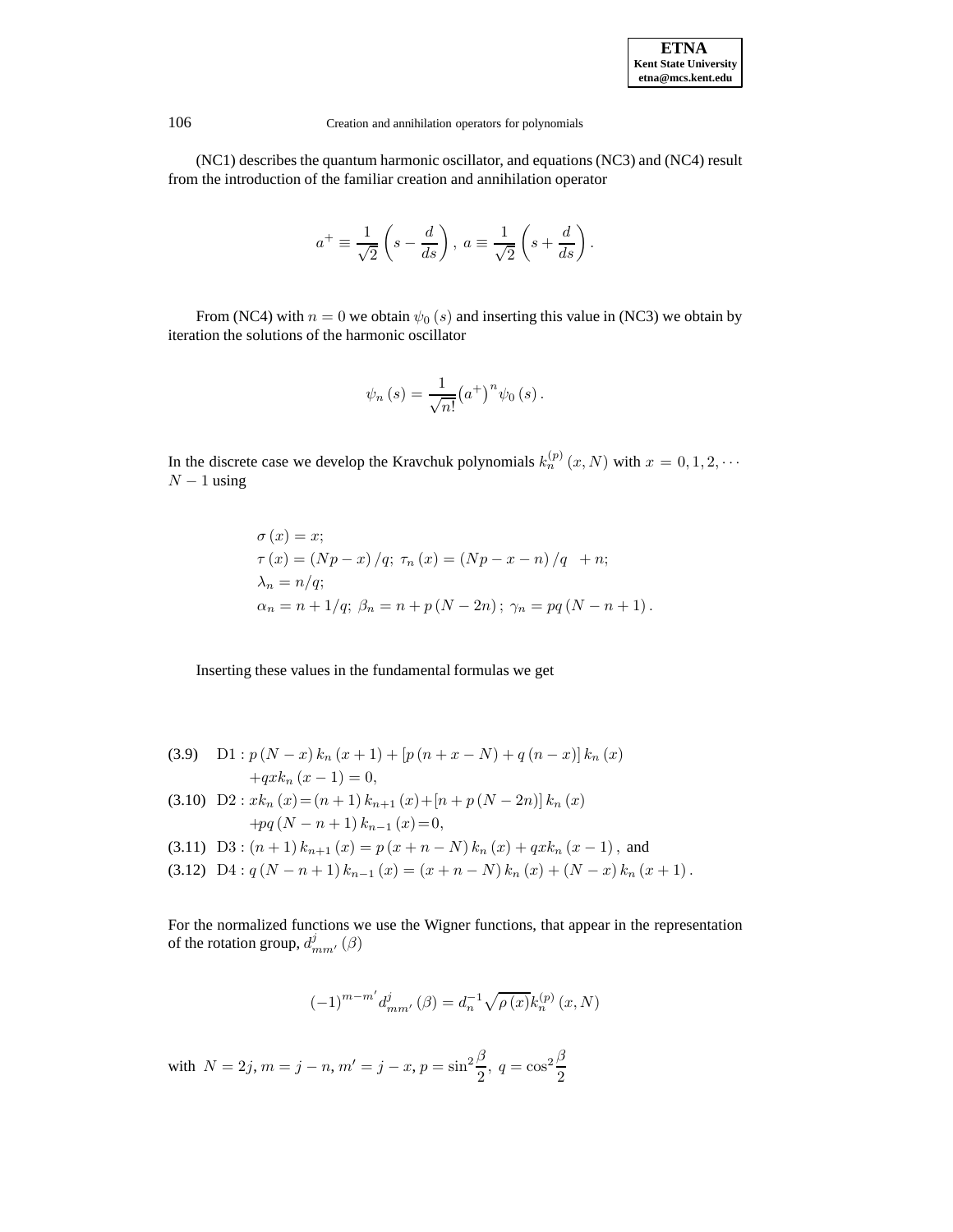(NC1) describes the quantum harmonic oscillator, and equations (NC3) and (NC4) result from the introduction of the familiar creation and annihilation operator

$$a^{+} \equiv \frac{1}{\sqrt{2}}\left(s - \frac{d}{ds}\right),\ a \equiv \frac{1}{\sqrt{2}}\left(s + \frac{d}{ds}\right).$$

From (NC4) with $n = 0$ we obtain $\psi_0(s)$ and inserting this value in (NC3) we obtain by iteration the solutions of the harmonic oscillator

$$\psi_n(s) = \frac{1}{\sqrt{n!}}\left(a^{+}\right)^{n}\psi_0(s).$$

In the discrete case we develop the Kravchuk polynomials $k_n^{(p)}(x, N)$ with $x = 0, 1, 2, \cdots N-1$ using

$$\begin{aligned}
&\sigma(x) = x;\\
&\tau(x) = (Np - x)/q;\ \tau_n(x) = (Np - x - n)/q \ \ + n;\\
&\lambda_n = n/q;\\
&\alpha_n = n + 1/q;\ \beta_n = n + p(N - 2n);\ \gamma_n = pq(N - n + 1).
\end{aligned}$$

Inserting these values in the fundamental formulas we get

(3.9) $\quad \mathrm{D1}: p(N-x)k_n(x+1) + [p(n+x-N) + q(n-x)]k_n(x) + qxk_n(x-1) = 0,$

(3.10) $\quad \mathrm{D2}: xk_n(x) = (n+1)k_{n+1}(x) + [n + p(N-2n)]k_n(x) + pq(N-n+1)k_{n-1}(x) = 0,$

(3.11) $\quad \mathrm{D3}: (n+1)k_{n+1}(x) = p(x+n-N)k_n(x) + qxk_n(x-1),$ and

(3.12) $\quad \mathrm{D4}: q(N-n+1)k_{n-1}(x) = (x+n-N)k_n(x) + (N-x)k_n(x+1).$

For the normalized functions we use the Wigner functions, that appear in the representation of the rotation group, $d_{mm'}^{j}(\beta)$

$$(-1)^{m-m'}d_{mm'}^{j}(\beta) = d_n^{-1}\sqrt{\rho(x)}k_n^{(p)}(x, N)$$

with $N = 2j$, $m = j - n$, $m' = j - x$, $p = \sin^2\dfrac{\beta}{2},\ q = \cos^2\dfrac{\beta}{2}$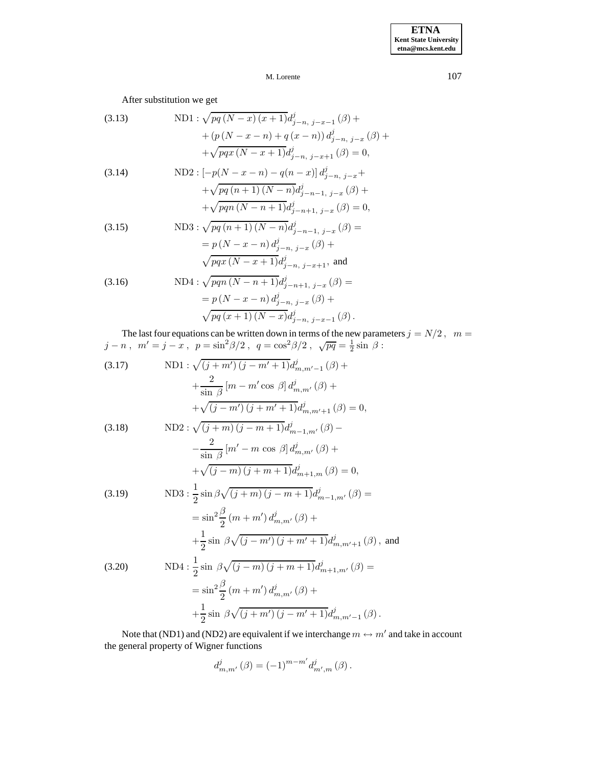After substitution we get

$$
\text{(3.13)} \qquad \begin{aligned}
\mathrm{ND1}: &\sqrt{pq\,(N-x)\,(x+1)}d^{j}_{j-n,\; j-x-1}\,(\beta) + \\
&+ \left(p\,(N-x-n) + q\,(x-n)\right) d^{j}_{j-n,\; j-x}\,(\beta) + \\
&+ \sqrt{pqx\,(N-x+1)}d^{j}_{j-n,\; j-x+1}\,(\beta) = 0,
\end{aligned}
$$

$$
\text{(3.14)} \qquad \begin{aligned}
\mathrm{ND2}: &\left[-p(N-x-n) - q(n-x)\right] d^{j}_{j-n,\; j-x} + \\
&+ \sqrt{pq\,(n+1)\,(N-n)}d^{j}_{j-n-1,\; j-x}\,(\beta) + \\
&+ \sqrt{pqn\,(N-n+1)}d^{j}_{j-n+1,\; j-x}\,(\beta) = 0,
\end{aligned}
$$

$$
\text{(3.15)} \qquad \begin{aligned}
\mathrm{ND3}: &\sqrt{pq\,(n+1)\,(N-n)}d^{j}_{j-n-1,\; j-x}\,(\beta) = \\
&= p\,(N-x-n)\, d^{j}_{j-n,\; j-x}\,(\beta) + \\
&\sqrt{pqx\,(N-x+1)}d^{j}_{j-n,\; j-x+1}, \text{ and}
\end{aligned}
$$

$$
\text{(3.16)} \qquad \begin{aligned}
\mathrm{ND4}: &\sqrt{pqn\,(N-n+1)}d^{j}_{j-n+1,\; j-x}\,(\beta) = \\
&= p\,(N-x-n)\, d^{j}_{j-n,\; j-x}\,(\beta) + \\
&\sqrt{pq\,(x+1)\,(N-x)}d^{j}_{j-n,\; j-x-1}\,(\beta)\,.
\end{aligned}
$$

The last four equations can be written down in terms of the new parameters $j = N/2\,,\;\; m = j-n\,,\;\; m' = j-x\,,\;\; p = \sin^2\beta/2\,,\;\; q = \cos^2\beta/2\,,\;\; \sqrt{pq} = \frac{1}{2}\sin\,\beta$ :

$$
\text{(3.17)} \qquad \begin{aligned}
\mathrm{ND1}: &\sqrt{(j+m')\,(j-m'+1)}d^{j}_{m,m'-1}\,(\beta) + \\
&+ \frac{2}{\sin\,\beta}\left[m - m'\cos\,\beta\right] d^{j}_{m,m'}\,(\beta) + \\
&+ \sqrt{(j-m')\,(j+m'+1)}d^{j}_{m,m'+1}\,(\beta) = 0,
\end{aligned}
$$

$$
\text{(3.18)} \qquad \begin{aligned}
\mathrm{ND2}: &\sqrt{(j+m)\,(j-m+1)}d^{j}_{m-1,m'}\,(\beta) - \\
&- \frac{2}{\sin\,\beta}\left[m' - m\,\cos\,\beta\right] d^{j}_{m,m'}\,(\beta) + \\
&+ \sqrt{(j-m)\,(j+m+1)}d^{j}_{m+1,m}\,(\beta) = 0,
\end{aligned}
$$

$$
\text{(3.19)} \qquad \begin{aligned}
\mathrm{ND3}: &\frac{1}{2}\sin\beta\sqrt{(j+m)\,(j-m+1)}d^{j}_{m-1,m'}\,(\beta) = \\
&= \sin^2\frac{\beta}{2}\,(m+m')\, d^{j}_{m,m'}\,(\beta) + \\
&+ \frac{1}{2}\sin\,\beta\sqrt{(j-m')\,(j+m'+1)}d^{j}_{m,m'+1}\,(\beta)\,, \text{ and}
\end{aligned}
$$

$$
\text{(3.20)} \qquad \begin{aligned}
\mathrm{ND4}: &\frac{1}{2}\sin\,\beta\sqrt{(j-m)\,(j+m+1)}d^{j}_{m+1,m'}\,(\beta) = \\
&= \sin^2\frac{\beta}{2}\,(m+m')\, d^{j}_{m,m'}\,(\beta) + \\
&+ \frac{1}{2}\sin\,\beta\sqrt{(j+m')\,(j-m'+1)}d^{j}_{m,m'-1}\,(\beta)\,.
\end{aligned}
$$

Note that (ND1) and (ND2) are equivalent if we interchange $m \leftrightarrow m'$ and take in account the general property of Wigner functions

$$
d^{j}_{m,m'}\,(\beta) = (-1)^{m-m'} d^{j}_{m',m}\,(\beta)\,.
$$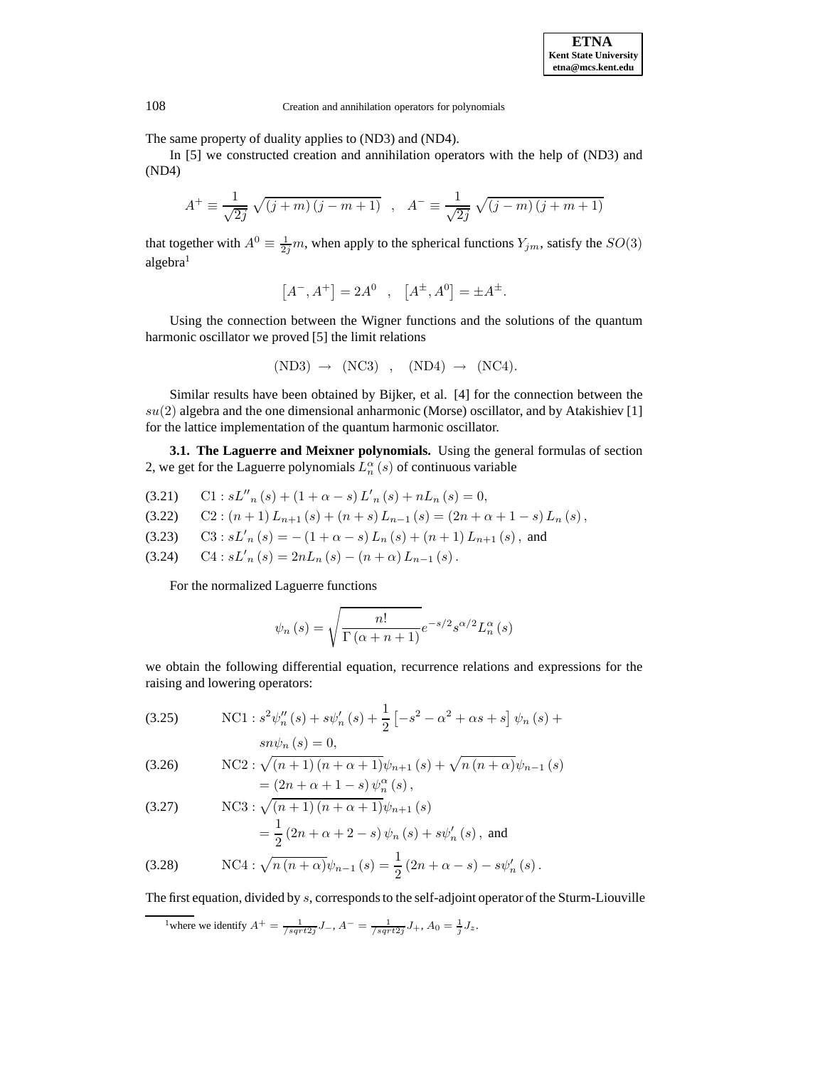The same property of duality applies to (ND3) and (ND4).

In [5] we constructed creation and annihilation operators with the help of (ND3) and (ND4)

$$A^{+} \equiv \frac{1}{\sqrt{2j}}\sqrt{(j+m)(j-m+1)} \quad , \quad A^{-} \equiv \frac{1}{\sqrt{2j}}\sqrt{(j-m)(j+m+1)}$$

that together with $A^0 \equiv \frac{1}{2j}m$, when apply to the spherical functions $Y_{jm}$, satisfy the $SO(3)$ algebra[1]

$$\left[A^{-}, A^{+}\right] = 2A^0 \quad , \quad \left[A^{\pm}, A^0\right] = \pm A^{\pm}.$$

Using the connection between the Wigner functions and the solutions of the quantum harmonic oscillator we proved [5] the limit relations

$$\text{(ND3)} \;\rightarrow\; \text{(NC3)} \quad , \quad \text{(ND4)} \;\rightarrow\; \text{(NC4)}.$$

Similar results have been obtained by Bijker, et al. [4] for the connection between the $su(2)$ algebra and the one dimensional anharmonic (Morse) oscillator, and by Atakishiev [1] for the lattice implementation of the quantum harmonic oscillator.

**3.1. The Laguerre and Meixner polynomials.** Using the general formulas of section 2, we get for the Laguerre polynomials $L_n^{\alpha}(s)$ of continuous variable

(3.21) $\quad \text{C1} : sL''_n(s) + (1+\alpha-s)L'_n(s) + nL_n(s) = 0,$

(3.22) $\quad \text{C2} : (n+1)L_{n+1}(s) + (n+s)L_{n-1}(s) = (2n+\alpha+1-s)L_n(s),$

(3.23) $\quad \text{C3} : sL'_n(s) = -(1+\alpha-s)L_n(s) + (n+1)L_{n+1}(s)$, and

(3.24) $\quad \text{C4} : sL'_n(s) = 2nL_n(s) - (n+\alpha)L_{n-1}(s).$

For the normalized Laguerre functions

$$\psi_n(s) = \sqrt{\frac{n!}{\Gamma(\alpha+n+1)}}e^{-s/2}s^{\alpha/2}L_n^{\alpha}(s)$$

we obtain the following differential equation, recurrence relations and expressions for the raising and lowering operators:

(3.25)
$$\text{NC1} : s^2\psi''_n(s) + s\psi'_n(s) + \frac{1}{2}\left[-s^2 - \alpha^2 + \alpha s + s\right]\psi_n(s) + sn\psi_n(s) = 0,$$

(3.26)
$$\text{NC2} : \sqrt{(n+1)(n+\alpha+1)}\psi_{n+1}(s) + \sqrt{n(n+\alpha)}\psi_{n-1}(s) = (2n+\alpha+1-s)\psi_n^{\alpha}(s),$$

(3.27)
$$\text{NC3} : \sqrt{(n+1)(n+\alpha+1)}\psi_{n+1}(s) = \frac{1}{2}(2n+\alpha+2-s)\psi_n(s) + s\psi'_n(s), \text{ and}$$

(3.28)
$$\text{NC4} : \sqrt{n(n+\alpha)}\psi_{n-1}(s) = \frac{1}{2}(2n+\alpha-s) - s\psi'_n(s).$$

The first equation, divided by $s$, corresponds to the self-adjoint operator of the Sturm-Liouville

[1] where we identify $A^{+} = \frac{1}{/sqrt2j}J_{-}$, $A^{-} = \frac{1}{/sqrt2j}J_{+}$, $A_0 = \frac{1}{j}J_z$.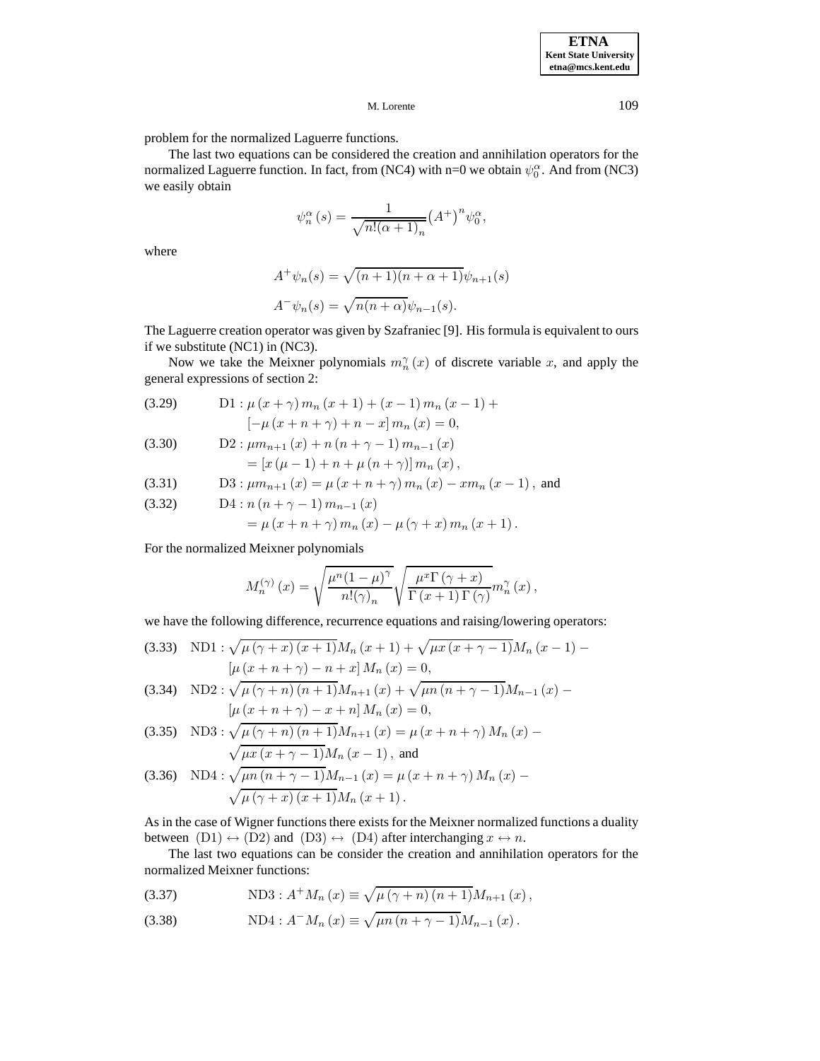problem for the normalized Laguerre functions.

The last two equations can be considered the creation and annihilation operators for the normalized Laguerre function. In fact, from (NC4) with n=0 we obtain $\psi_0^\alpha$. And from (NC3) we easily obtain

$$\psi_n^\alpha(s) = \frac{1}{\sqrt{n!(\alpha+1)_n}}\left(A^+\right)^n \psi_0^\alpha,$$

where

$$A^+\psi_n(s) = \sqrt{(n+1)(n+\alpha+1)}\psi_{n+1}(s)$$

$$A^-\psi_n(s) = \sqrt{n(n+\alpha)}\psi_{n-1}(s).$$

The Laguerre creation operator was given by Szafraniec [9]. His formula is equivalent to ours if we substitute (NC1) in (NC3).

Now we take the Meixner polynomials $m_n^\gamma(x)$ of discrete variable $x$, and apply the general expressions of section 2:

$$\text{(3.29)} \quad \text{D1}: \mu(x+\gamma)\, m_n(x+1) + (x-1)\, m_n(x-1) + \left[-\mu(x+n+\gamma) + n - x\right] m_n(x) = 0,$$

$$\text{(3.30)} \quad \text{D2}: \mu m_{n+1}(x) + n(n+\gamma-1)\, m_{n-1}(x) = \left[x(\mu-1) + n + \mu(n+\gamma)\right] m_n(x),$$

$$\text{(3.31)} \quad \text{D3}: \mu m_{n+1}(x) = \mu(x+n+\gamma)\, m_n(x) - x m_n(x-1), \text{ and}$$

$$\text{(3.32)} \quad \text{D4}: n(n+\gamma-1)\, m_{n-1}(x) = \mu(x+n+\gamma)\, m_n(x) - \mu(\gamma+x)\, m_n(x+1).$$

For the normalized Meixner polynomials

$$M_n^{(\gamma)}(x) = \sqrt{\frac{\mu^n(1-\mu)^\gamma}{n!(\gamma)_n}}\sqrt{\frac{\mu^x\Gamma(\gamma+x)}{\Gamma(x+1)\Gamma(\gamma)}}\, m_n^\gamma(x),$$

we have the following difference, recurrence equations and raising/lowering operators:

$$\text{(3.33)} \quad \text{ND1}: \sqrt{\mu(\gamma+x)(x+1)}M_n(x+1) + \sqrt{\mu x(x+\gamma-1)}M_n(x-1) - \left[\mu(x+n+\gamma) - n + x\right] M_n(x) = 0,$$

$$\text{(3.34)} \quad \text{ND2}: \sqrt{\mu(\gamma+n)(n+1)}M_{n+1}(x) + \sqrt{\mu n(n+\gamma-1)}M_{n-1}(x) - \left[\mu(x+n+\gamma) - x + n\right] M_n(x) = 0,$$

$$\text{(3.35)} \quad \text{ND3}: \sqrt{\mu(\gamma+n)(n+1)}M_{n+1}(x) = \mu(x+n+\gamma)\, M_n(x) - \sqrt{\mu x(x+\gamma-1)}M_n(x-1), \text{ and}$$

$$\text{(3.36)} \quad \text{ND4}: \sqrt{\mu n(n+\gamma-1)}M_{n-1}(x) = \mu(x+n+\gamma)\, M_n(x) - \sqrt{\mu(\gamma+x)(x+1)}M_n(x+1).$$

As in the case of Wigner functions there exists for the Meixner normalized functions a duality between (D1) $\leftrightarrow$ (D2) and (D3) $\leftrightarrow$ (D4) after interchanging $x \leftrightarrow n$.

The last two equations can be consider the creation and annihilation operators for the normalized Meixner functions:

$$\text{(3.37)} \quad \text{ND3}: A^+ M_n(x) \equiv \sqrt{\mu(\gamma+n)(n+1)}M_{n+1}(x),$$

$$\text{(3.38)} \quad \text{ND4}: A^- M_n(x) \equiv \sqrt{\mu n(n+\gamma-1)}M_{n-1}(x).$$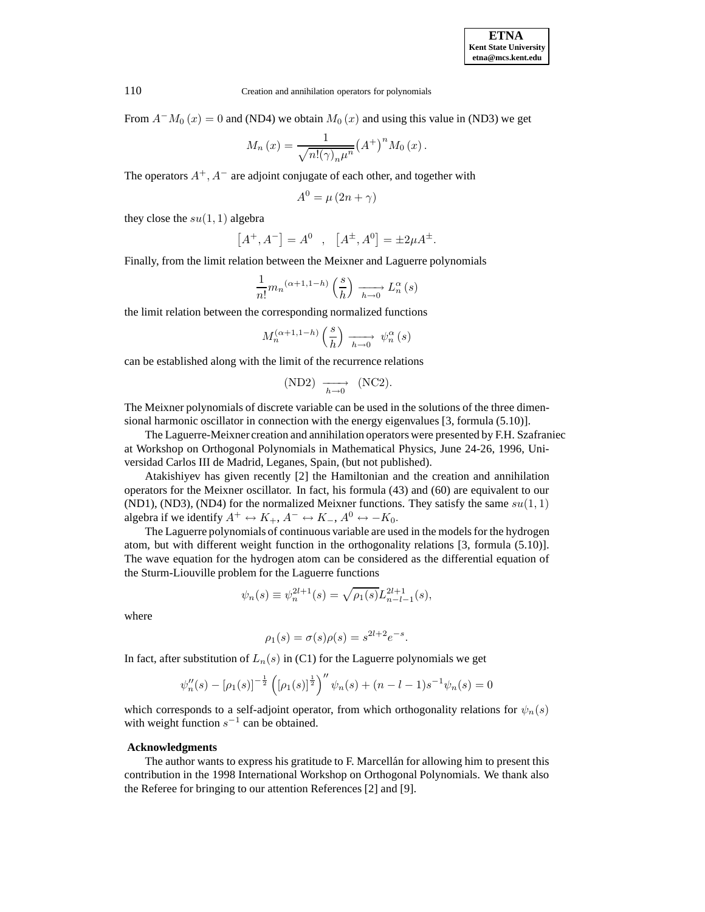From $A^{-}M_0(x) = 0$ and (ND4) we obtain $M_0(x)$ and using this value in (ND3) we get

$$M_n(x) = \frac{1}{\sqrt{n!(\gamma)_n \mu^n}} \left(A^{+}\right)^n M_0(x).$$

The operators $A^{+}, A^{-}$ are adjoint conjugate of each other, and together with

$$A^0 = \mu(2n + \gamma)$$

they close the $su(1,1)$ algebra

$$\left[A^{+}, A^{-}\right] = A^0 \quad , \quad \left[A^{\pm}, A^0\right] = \pm 2\mu A^{\pm}.$$

Finally, from the limit relation between the Meixner and Laguerre polynomials

$$\frac{1}{n!} m_n^{(\alpha+1, 1-h)}\left(\frac{s}{h}\right) \xrightarrow[h \to 0]{} L_n^{\alpha}(s)$$

the limit relation between the corresponding normalized functions

$$M_n^{(\alpha+1, 1-h)}\left(\frac{s}{h}\right) \xrightarrow[h \to 0]{} \psi_n^{\alpha}(s)$$

can be established along with the limit of the recurrence relations

$$(\text{ND2}) \xrightarrow[h \to 0]{} (\text{NC2}).$$

The Meixner polynomials of discrete variable can be used in the solutions of the three dimensional harmonic oscillator in connection with the energy eigenvalues [3, formula (5.10)].

The Laguerre-Meixner creation and annihilation operators were presented by F.H. Szafraniec at Workshop on Orthogonal Polynomials in Mathematical Physics, June 24-26, 1996, Universidad Carlos III de Madrid, Leganes, Spain, (but not published).

Atakishiyev has given recently [2] the Hamiltonian and the creation and annihilation operators for the Meixner oscillator. In fact, his formula (43) and (60) are equivalent to our (ND1), (ND3), (ND4) for the normalized Meixner functions. They satisfy the same $su(1,1)$ algebra if we identify $A^{+} \leftrightarrow K_{+}$, $A^{-} \leftrightarrow K_{-}$, $A^0 \leftrightarrow -K_0$.

The Laguerre polynomials of continuous variable are used in the models for the hydrogen atom, but with different weight function in the orthogonality relations [3, formula (5.10)]. The wave equation for the hydrogen atom can be considered as the differential equation of the Sturm-Liouville problem for the Laguerre functions

$$\psi_n(s) \equiv \psi_n^{2l+1}(s) = \sqrt{\rho_1(s)} L_{n-l-1}^{2l+1}(s),$$

where

$$\rho_1(s) = \sigma(s)\rho(s) = s^{2l+2} e^{-s}.$$

In fact, after substitution of $L_n(s)$ in (C1) for the Laguerre polynomials we get

$$\psi_n''(s) - [\rho_1(s)]^{-\frac{1}{2}} \left([\rho_1(s)]^{\frac{1}{2}}\right)'' \psi_n(s) + (n - l - 1)s^{-1}\psi_n(s) = 0$$

which corresponds to a self-adjoint operator, from which orthogonality relations for $\psi_n(s)$ with weight function $s^{-1}$ can be obtained.

## Acknowledgments

The author wants to express his gratitude to F. Marcellán for allowing him to present this contribution in the 1998 International Workshop on Orthogonal Polynomials. We thank also the Referee for bringing to our attention References [2] and [9].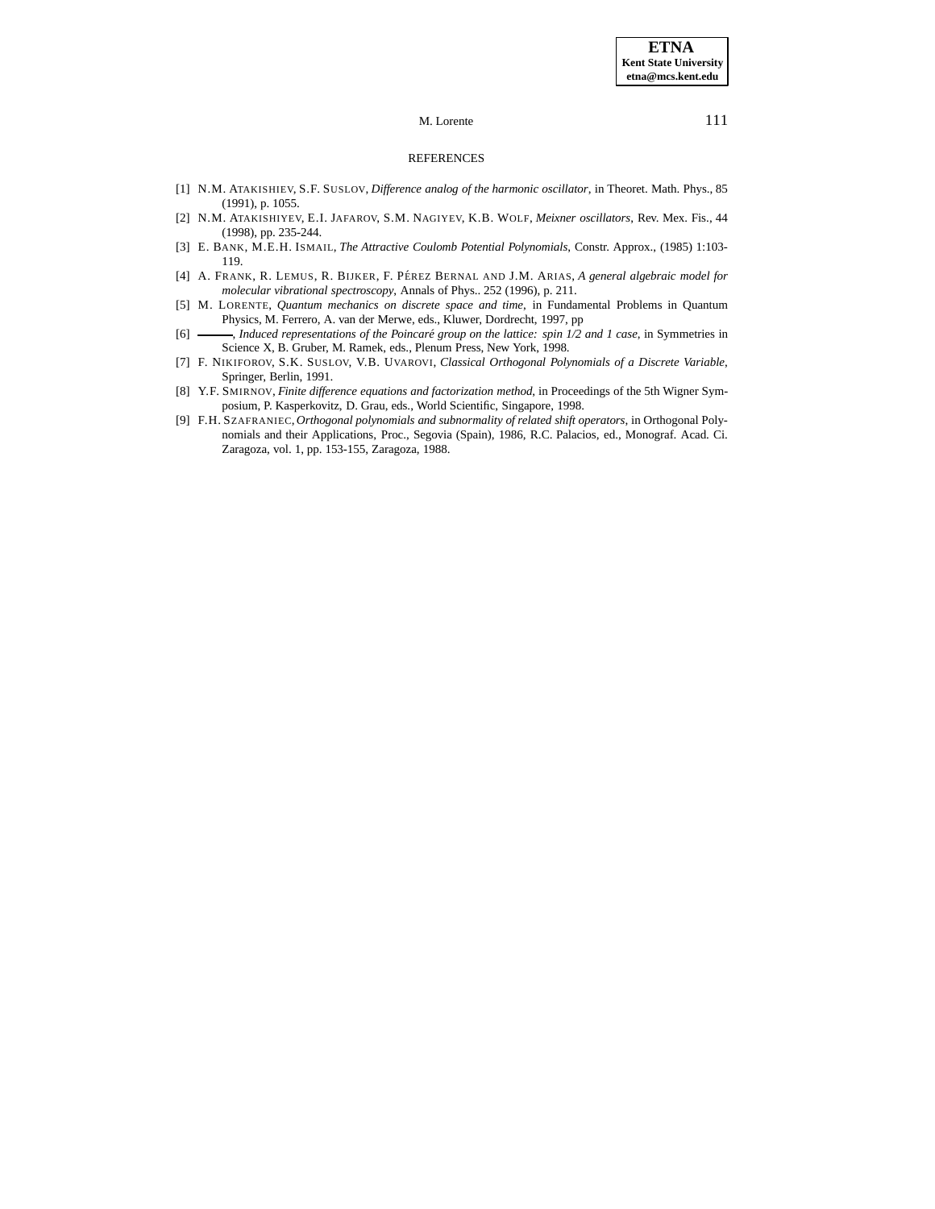## REFERENCES

[1] N.M. Atakishiev, S.F. Suslov, *Difference analog of the harmonic oscillator*, in Theoret. Math. Phys., 85 (1991), p. 1055.

[2] N.M. Atakishiyev, E.I. Jafarov, S.M. Nagiyev, K.B. Wolf, *Meixner oscillators*, Rev. Mex. Fis., 44 (1998), pp. 235-244.

[3] E. Bank, M.E.H. Ismail, *The Attractive Coulomb Potential Polynomials*, Constr. Approx., (1985) 1:103-119.

[4] A. Frank, R. Lemus, R. Bijker, F. Pérez Bernal and J.M. Arias, *A general algebraic model for molecular vibrational spectroscopy*, Annals of Phys.. 252 (1996), p. 211.

[5] M. Lorente, *Quantum mechanics on discrete space and time*, in Fundamental Problems in Quantum Physics, M. Ferrero, A. van der Merwe, eds., Kluwer, Dordrecht, 1997, pp

[6] ———, *Induced representations of the Poincaré group on the lattice: spin 1/2 and 1 case*, in Symmetries in Science X, B. Gruber, M. Ramek, eds., Plenum Press, New York, 1998.

[7] F. Nikiforov, S.K. Suslov, V.B. Uvarovi, *Classical Orthogonal Polynomials of a Discrete Variable*, Springer, Berlin, 1991.

[8] Y.F. Smirnov, *Finite difference equations and factorization method*, in Proceedings of the 5th Wigner Symposium, P. Kasperkovitz, D. Grau, eds., World Scientific, Singapore, 1998.

[9] F.H. Szafraniec, *Orthogonal polynomials and subnormality of related shift operators*, in Orthogonal Polynomials and their Applications, Proc., Segovia (Spain), 1986, R.C. Palacios, ed., Monograf. Acad. Ci. Zaragoza, vol. 1, pp. 153-155, Zaragoza, 1988.